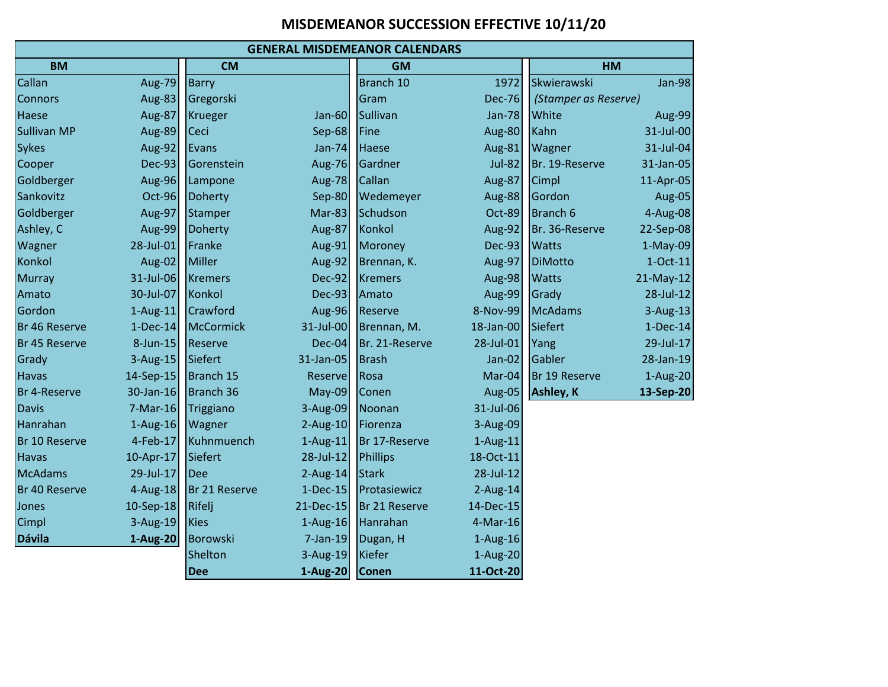# MISDEMEANOR SUCCESSION EFFECTIVE 10/11/20

## GENERAL MISDEMEANOR CALENDARS

| BM | | CM | | GM | | HM | |
|---|---|---|---|---|---|---|---|
| Callan | Aug-79 | Barry | | Branch 10 | 1972 | Skwierawski | Jan-98 |
| Connors | Aug-83 | Gregorski | | Gram | Dec-76 | *(Stamper as Reserve)* | |
| Haese | Aug-87 | Krueger | Jan-60 | Sullivan | Jan-78 | White | Aug-99 |
| Sullivan MP | Aug-89 | Ceci | Sep-68 | Fine | Aug-80 | Kahn | 31-Jul-00 |
| Sykes | Aug-92 | Evans | Jan-74 | Haese | Aug-81 | Wagner | 31-Jul-04 |
| Cooper | Dec-93 | Gorenstein | Aug-76 | Gardner | Jul-82 | Br. 19-Reserve | 31-Jan-05 |
| Goldberger | Aug-96 | Lampone | Aug-78 | Callan | Aug-87 | Cimpl | 11-Apr-05 |
| Sankovitz | Oct-96 | Doherty | Sep-80 | Wedemeyer | Aug-88 | Gordon | Aug-05 |
| Goldberger | Aug-97 | Stamper | Mar-83 | Schudson | Oct-89 | Branch 6 | 4-Aug-08 |
| Ashley, C | Aug-99 | Doherty | Aug-87 | Konkol | Aug-92 | Br. 36-Reserve | 22-Sep-08 |
| Wagner | 28-Jul-01 | Franke | Aug-91 | Moroney | Dec-93 | Watts | 1-May-09 |
| Konkol | Aug-02 | Miller | Aug-92 | Brennan, K. | Aug-97 | DiMotto | 1-Oct-11 |
| Murray | 31-Jul-06 | Kremers | Dec-92 | Kremers | Aug-98 | Watts | 21-May-12 |
| Amato | 30-Jul-07 | Konkol | Dec-93 | Amato | Aug-99 | Grady | 28-Jul-12 |
| Gordon | 1-Aug-11 | Crawford | Aug-96 | Reserve | 8-Nov-99 | McAdams | 3-Aug-13 |
| Br 46 Reserve | 1-Dec-14 | McCormick | 31-Jul-00 | Brennan, M. | 18-Jan-00 | Siefert | 1-Dec-14 |
| Br 45 Reserve | 8-Jun-15 | Reserve | Dec-04 | Br. 21-Reserve | 28-Jul-01 | Yang | 29-Jul-17 |
| Grady | 3-Aug-15 | Siefert | 31-Jan-05 | Brash | Jan-02 | Gabler | 28-Jan-19 |
| Havas | 14-Sep-15 | Branch 15 | Reserve | Rosa | Mar-04 | Br 19 Reserve | 1-Aug-20 |
| Br 4-Reserve | 30-Jan-16 | Branch 36 | May-09 | Conen | Aug-05 | **Ashley, K** | **13-Sep-20** |
| Davis | 7-Mar-16 | Triggiano | 3-Aug-09 | Noonan | 31-Jul-06 | | |
| Hanrahan | 1-Aug-16 | Wagner | 2-Aug-10 | Fiorenza | 3-Aug-09 | | |
| Br 10 Reserve | 4-Feb-17 | Kuhnmuench | 1-Aug-11 | Br 17-Reserve | 1-Aug-11 | | |
| Havas | 10-Apr-17 | Siefert | 28-Jul-12 | Phillips | 18-Oct-11 | | |
| McAdams | 29-Jul-17 | Dee | 2-Aug-14 | Stark | 28-Jul-12 | | |
| Br 40 Reserve | 4-Aug-18 | Br 21 Reserve | 1-Dec-15 | Protasiewicz | 2-Aug-14 | | |
| Jones | 10-Sep-18 | Rifelj | 21-Dec-15 | Br 21 Reserve | 14-Dec-15 | | |
| Cimpl | 3-Aug-19 | Kies | 1-Aug-16 | Hanrahan | 4-Mar-16 | | |
| **Dávila** | **1-Aug-20** | Borowski | 7-Jan-19 | Dugan, H | 1-Aug-16 | | |
| | | Shelton | 3-Aug-19 | Kiefer | 1-Aug-20 | | |
| | | **Dee** | **1-Aug-20** | **Conen** | **11-Oct-20** | | |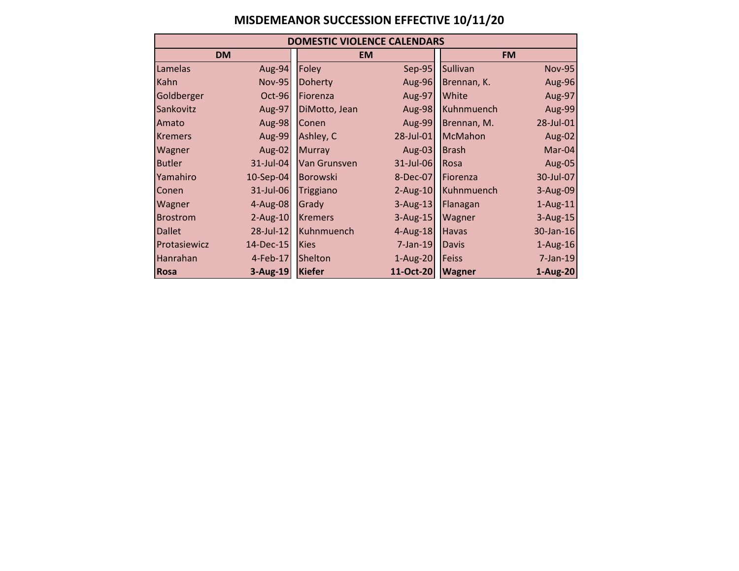# MISDEMEANOR SUCCESSION EFFECTIVE 10/11/20

| DOMESTIC VIOLENCE CALENDARS | | | | | |
|---|---|---|---|---|---|
| DM | | EM | | FM | |
| Lamelas | Aug-94 | Foley | Sep-95 | Sullivan | Nov-95 |
| Kahn | Nov-95 | Doherty | Aug-96 | Brennan, K. | Aug-96 |
| Goldberger | Oct-96 | Fiorenza | Aug-97 | White | Aug-97 |
| Sankovitz | Aug-97 | DiMotto, Jean | Aug-98 | Kuhnmuench | Aug-99 |
| Amato | Aug-98 | Conen | Aug-99 | Brennan, M. | 28-Jul-01 |
| Kremers | Aug-99 | Ashley, C | 28-Jul-01 | McMahon | Aug-02 |
| Wagner | Aug-02 | Murray | Aug-03 | Brash | Mar-04 |
| Butler | 31-Jul-04 | Van Grunsven | 31-Jul-06 | Rosa | Aug-05 |
| Yamahiro | 10-Sep-04 | Borowski | 8-Dec-07 | Fiorenza | 30-Jul-07 |
| Conen | 31-Jul-06 | Triggiano | 2-Aug-10 | Kuhnmuench | 3-Aug-09 |
| Wagner | 4-Aug-08 | Grady | 3-Aug-13 | Flanagan | 1-Aug-11 |
| Brostrom | 2-Aug-10 | Kremers | 3-Aug-15 | Wagner | 3-Aug-15 |
| Dallet | 28-Jul-12 | Kuhnmuench | 4-Aug-18 | Havas | 30-Jan-16 |
| Protasiewicz | 14-Dec-15 | Kies | 7-Jan-19 | Davis | 1-Aug-16 |
| Hanrahan | 4-Feb-17 | Shelton | 1-Aug-20 | Feiss | 7-Jan-19 |
| **Rosa** | **3-Aug-19** | **Kiefer** | **11-Oct-20** | **Wagner** | **1-Aug-20** |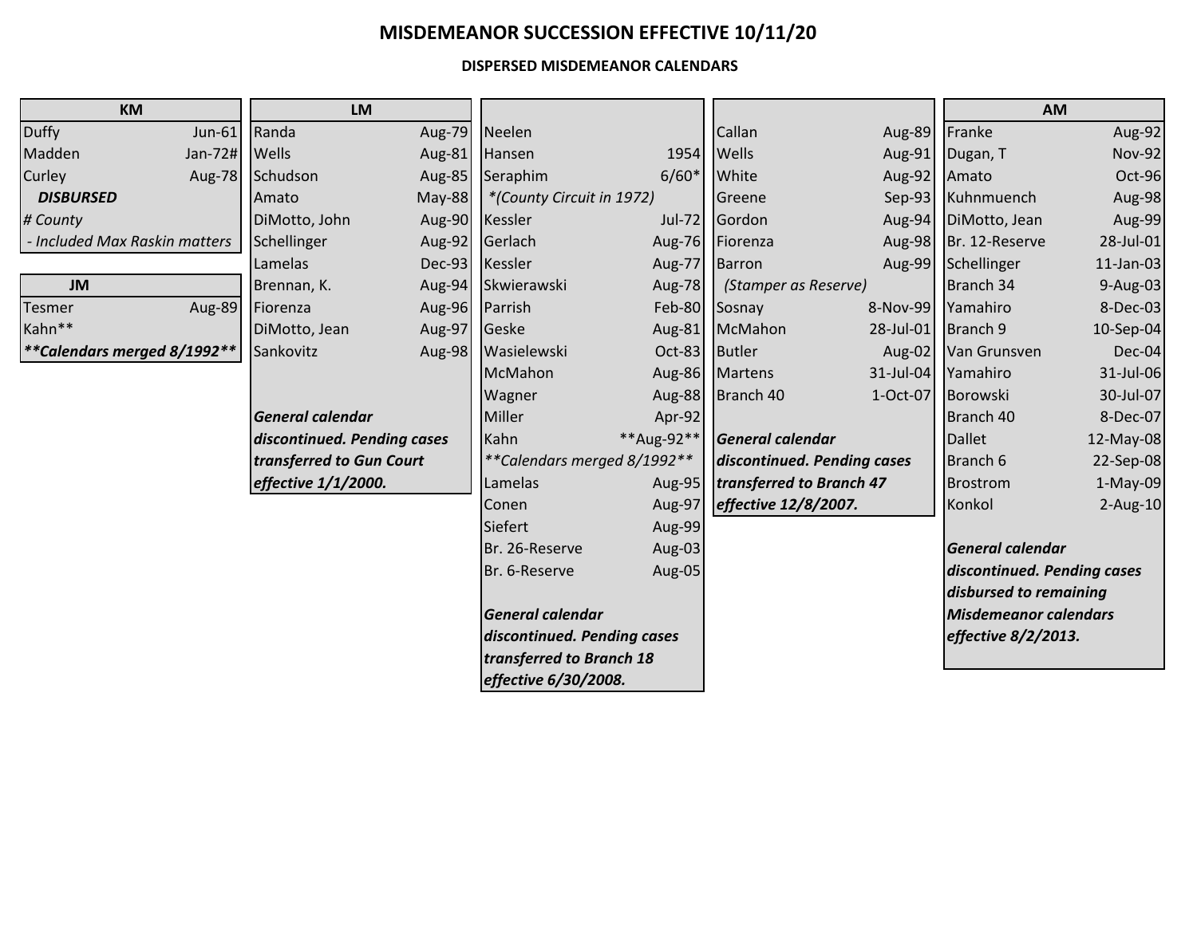# MISDEMEANOR SUCCESSION EFFECTIVE 10/11/20

## DISPERSED MISDEMEANOR CALENDARS

| KM | |
|---|---|
| Duffy | Jun-61 |
| Madden | Jan-72# |
| Curley | Aug-78 |
| ***DISBURSED*** | |
| *# County* | |
| *- Included Max Raskin matters* | |

| JM | |
|---|---|
| Tesmer | Aug-89 |
| Kahn** | |
| ***\*\*Calendars merged 8/1992\*\**** | |

| LM | |
|---|---|
| Randa | Aug-79 |
| Wells | Aug-81 |
| Schudson | Aug-85 |
| Amato | May-88 |
| DiMotto, John | Aug-90 |
| Schellinger | Aug-92 |
| Lamelas | Dec-93 |
| Brennan, K. | Aug-94 |
| Fiorenza | Aug-96 |
| DiMotto, Jean | Aug-97 |
| Sankovitz | Aug-98 |

***General calendar discontinued. Pending cases transferred to Gun Court effective 1/1/2000.***

| | |
|---|---|
| Neelen | |
| Hansen | 1954 |
| Seraphim | 6/60* |
| *\*(County Circuit in 1972)* | |
| Kessler | Jul-72 |
| Gerlach | Aug-76 |
| Kessler | Aug-77 |
| Skwierawski | Aug-78 |
| Parrish | Feb-80 |
| Geske | Aug-81 |
| Wasielewski | Oct-83 |
| McMahon | Aug-86 |
| Wagner | Aug-88 |
| Miller | Apr-92 |
| Kahn | \*\*Aug-92\*\* |
| *\*\*Calendars merged 8/1992\*\** | |
| Lamelas | Aug-95 |
| Conen | Aug-97 |
| Siefert | Aug-99 |
| Br. 26-Reserve | Aug-03 |
| Br. 6-Reserve | Aug-05 |

***General calendar discontinued. Pending cases transferred to Branch 18 effective 6/30/2008.***

| | |
|---|---|
| Callan | Aug-89 |
| Wells | Aug-91 |
| White | Aug-92 |
| Greene | Sep-93 |
| Gordon | Aug-94 |
| Fiorenza | Aug-98 |
| Barron | Aug-99 |
| *(Stamper as Reserve)* | |
| Sosnay | 8-Nov-99 |
| McMahon | 28-Jul-01 |
| Butler | Aug-02 |
| Martens | 31-Jul-04 |
| Branch 40 | 1-Oct-07 |

***General calendar discontinued. Pending cases transferred to Branch 47 effective 12/8/2007.***

| AM | |
|---|---|
| Franke | Aug-92 |
| Dugan, T | Nov-92 |
| Amato | Oct-96 |
| Kuhnmuench | Aug-98 |
| DiMotto, Jean | Aug-99 |
| Br. 12-Reserve | 28-Jul-01 |
| Schellinger | 11-Jan-03 |
| Branch 34 | 9-Aug-03 |
| Yamahiro | 8-Dec-03 |
| Branch 9 | 10-Sep-04 |
| Van Grunsven | Dec-04 |
| Yamahiro | 31-Jul-06 |
| Borowski | 30-Jul-07 |
| Branch 40 | 8-Dec-07 |
| Dallet | 12-May-08 |
| Branch 6 | 22-Sep-08 |
| Brostrom | 1-May-09 |
| Konkol | 2-Aug-10 |

***General calendar discontinued. Pending cases disbursed to remaining Misdemeanor calendars effective 8/2/2013.***